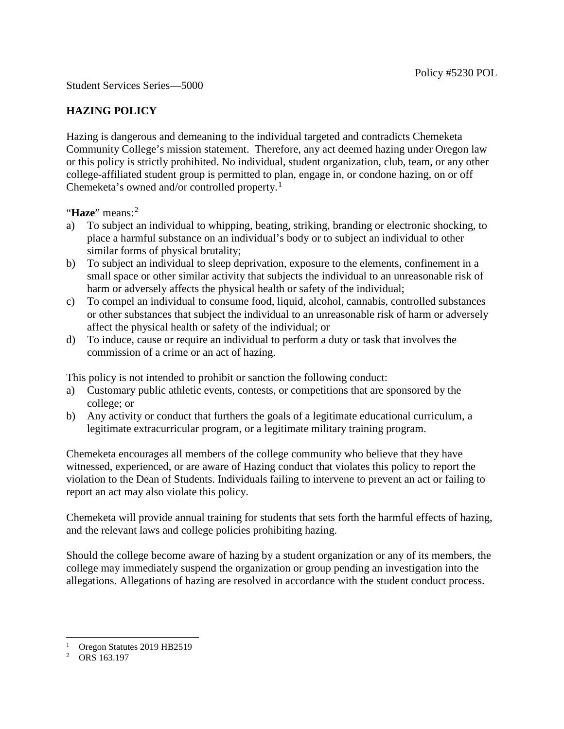Policy #5230 POL

Student Services Series—5000

## HAZING POLICY

Hazing is dangerous and demeaning to the individual targeted and contradicts Chemeketa Community College's mission statement. Therefore, any act deemed hazing under Oregon law or this policy is strictly prohibited. No individual, student organization, club, team, or any other college-affiliated student group is permitted to plan, engage in, or condone hazing, on or off Chemeketa's owned and/or controlled property.[1]

"**Haze**" means:[2]

a) To subject an individual to whipping, beating, striking, branding or electronic shocking, to place a harmful substance on an individual's body or to subject an individual to other similar forms of physical brutality;
b) To subject an individual to sleep deprivation, exposure to the elements, confinement in a small space or other similar activity that subjects the individual to an unreasonable risk of harm or adversely affects the physical health or safety of the individual;
c) To compel an individual to consume food, liquid, alcohol, cannabis, controlled substances or other substances that subject the individual to an unreasonable risk of harm or adversely affect the physical health or safety of the individual; or
d) To induce, cause or require an individual to perform a duty or task that involves the commission of a crime or an act of hazing.

This policy is not intended to prohibit or sanction the following conduct:

a) Customary public athletic events, contests, or competitions that are sponsored by the college; or
b) Any activity or conduct that furthers the goals of a legitimate educational curriculum, a legitimate extracurricular program, or a legitimate military training program.

Chemeketa encourages all members of the college community who believe that they have witnessed, experienced, or are aware of Hazing conduct that violates this policy to report the violation to the Dean of Students. Individuals failing to intervene to prevent an act or failing to report an act may also violate this policy.

Chemeketa will provide annual training for students that sets forth the harmful effects of hazing, and the relevant laws and college policies prohibiting hazing.

Should the college become aware of hazing by a student organization or any of its members, the college may immediately suspend the organization or group pending an investigation into the allegations. Allegations of hazing are resolved in accordance with the student conduct process.

---

[1] Oregon Statutes 2019 HB2519

[2] ORS 163.197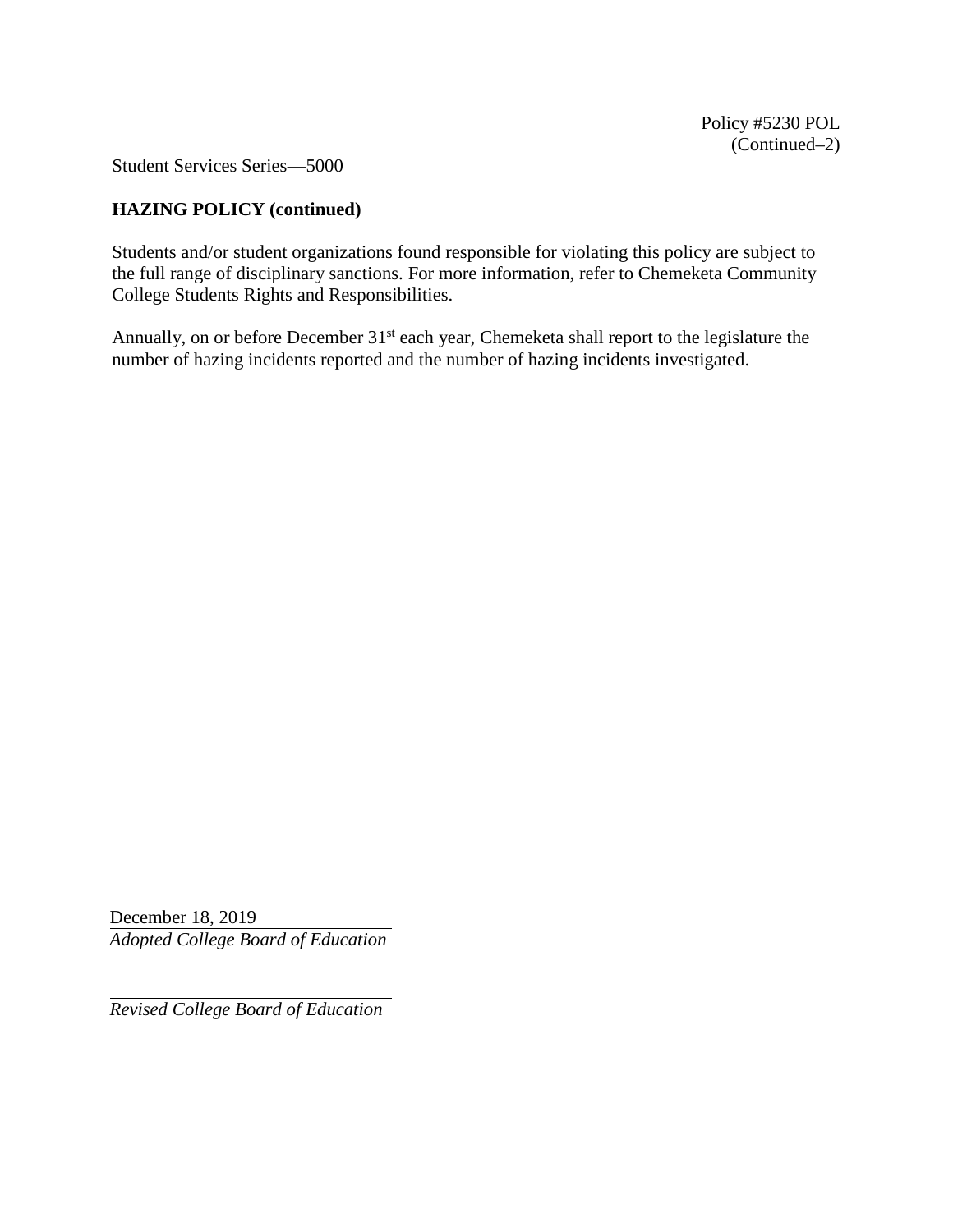Student Services Series—5000

**HAZING POLICY (continued)**

Students and/or student organizations found responsible for violating this policy are subject to the full range of disciplinary sanctions. For more information, refer to Chemeketa Community College Students Rights and Responsibilities.

Annually, on or before December 31st each year, Chemeketa shall report to the legislature the number of hazing incidents reported and the number of hazing incidents investigated.

December 18, 2019
*Adopted College Board of Education*

*Revised College Board of Education*